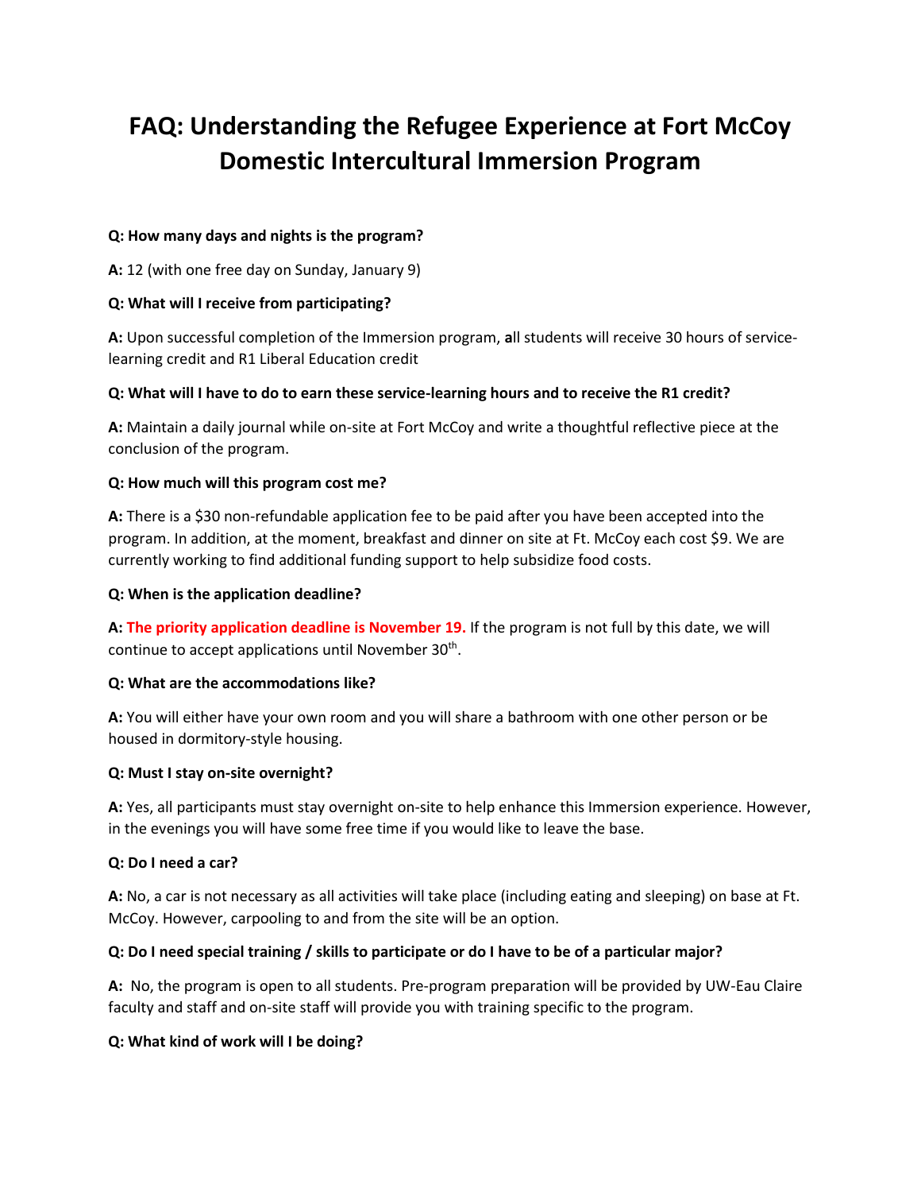# FAQ: Understanding the Refugee Experience at Fort McCoy Domestic Intercultural Immersion Program

**Q: How many days and nights is the program?**

**A:** 12 (with one free day on Sunday, January 9)

**Q: What will I receive from participating?**

**A:** Upon successful completion of the Immersion program, **a**ll students will receive 30 hours of service-learning credit and R1 Liberal Education credit

**Q: What will I have to do to earn these service-learning hours and to receive the R1 credit?**

**A:** Maintain a daily journal while on-site at Fort McCoy and write a thoughtful reflective piece at the conclusion of the program.

**Q: How much will this program cost me?**

**A:** There is a $30 non-refundable application fee to be paid after you have been accepted into the program. In addition, at the moment, breakfast and dinner on site at Ft. McCoy each cost $9. We are currently working to find additional funding support to help subsidize food costs.

**Q: When is the application deadline?**

**A:** **The priority application deadline is November 19.** If the program is not full by this date, we will continue to accept applications until November 30th.

**Q: What are the accommodations like?**

**A:** You will either have your own room and you will share a bathroom with one other person or be housed in dormitory-style housing.

**Q: Must I stay on-site overnight?**

**A:** Yes, all participants must stay overnight on-site to help enhance this Immersion experience. However, in the evenings you will have some free time if you would like to leave the base.

**Q: Do I need a car?**

**A:** No, a car is not necessary as all activities will take place (including eating and sleeping) on base at Ft. McCoy. However, carpooling to and from the site will be an option.

**Q: Do I need special training / skills to participate or do I have to be of a particular major?**

**A:** No, the program is open to all students. Pre-program preparation will be provided by UW-Eau Claire faculty and staff and on-site staff will provide you with training specific to the program.

**Q: What kind of work will I be doing?**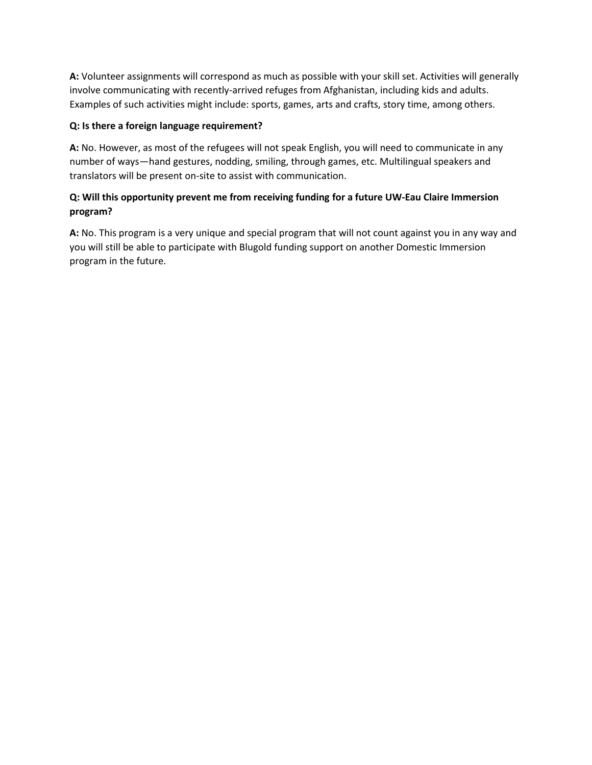**A:** Volunteer assignments will correspond as much as possible with your skill set. Activities will generally involve communicating with recently-arrived refuges from Afghanistan, including kids and adults. Examples of such activities might include: sports, games, arts and crafts, story time, among others.

**Q: Is there a foreign language requirement?**

**A:** No. However, as most of the refugees will not speak English, you will need to communicate in any number of ways—hand gestures, nodding, smiling, through games, etc. Multilingual speakers and translators will be present on-site to assist with communication.

**Q: Will this opportunity prevent me from receiving funding for a future UW-Eau Claire Immersion program?**

**A:** No. This program is a very unique and special program that will not count against you in any way and you will still be able to participate with Blugold funding support on another Domestic Immersion program in the future.